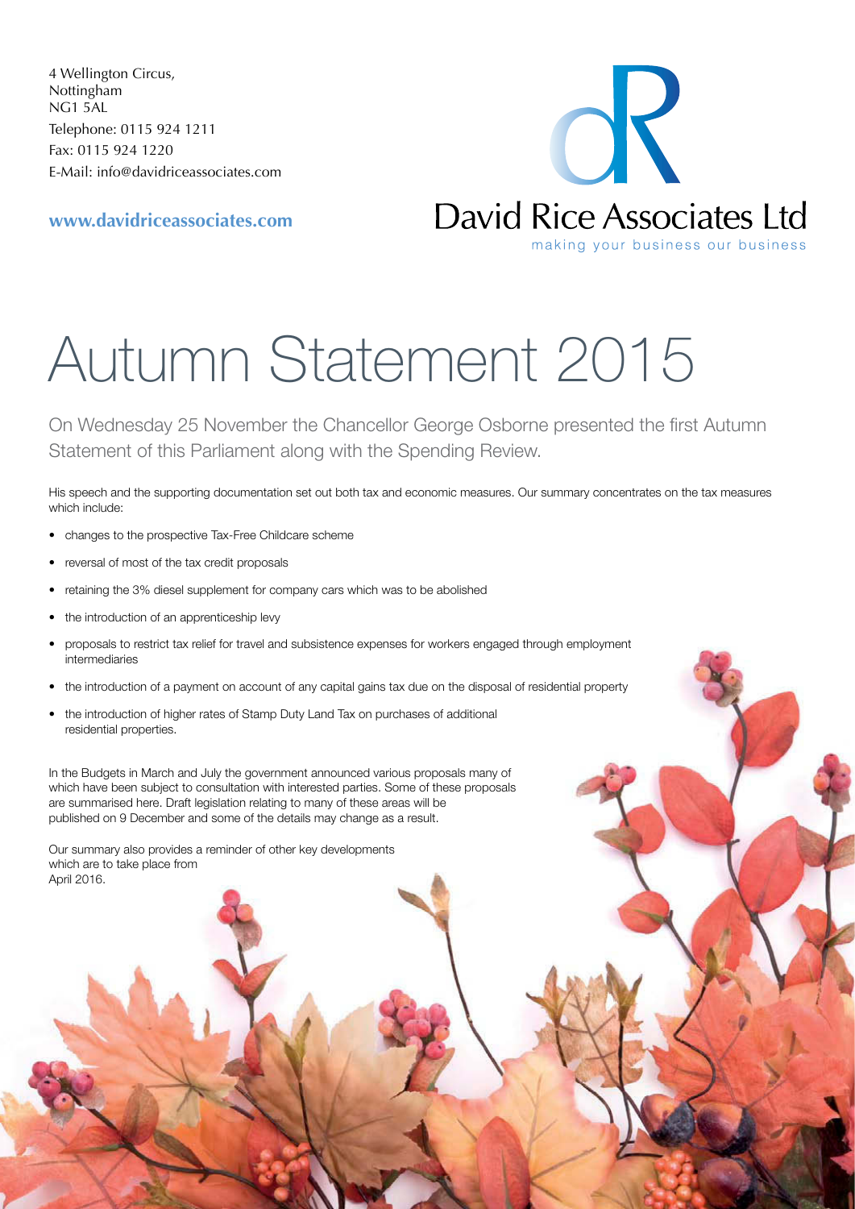4 Wellington Circus,
Nottingham
NG1 5AL
Telephone: 0115 924 1211
Fax: 0115 924 1220
E-Mail: info@davidriceassociates.com

**www.davidriceassociates.com**

David Rice Associates Ltd

making your business our business

# Autumn Statement 2015

On Wednesday 25 November the Chancellor George Osborne presented the first Autumn Statement of this Parliament along with the Spending Review.

His speech and the supporting documentation set out both tax and economic measures. Our summary concentrates on the tax measures which include:

- changes to the prospective Tax-Free Childcare scheme
- reversal of most of the tax credit proposals
- retaining the 3% diesel supplement for company cars which was to be abolished
- the introduction of an apprenticeship levy
- proposals to restrict tax relief for travel and subsistence expenses for workers engaged through employment intermediaries
- the introduction of a payment on account of any capital gains tax due on the disposal of residential property
- the introduction of higher rates of Stamp Duty Land Tax on purchases of additional residential properties.

In the Budgets in March and July the government announced various proposals many of which have been subject to consultation with interested parties. Some of these proposals are summarised here. Draft legislation relating to many of these areas will be published on 9 December and some of the details may change as a result.

Our summary also provides a reminder of other key developments which are to take place from April 2016.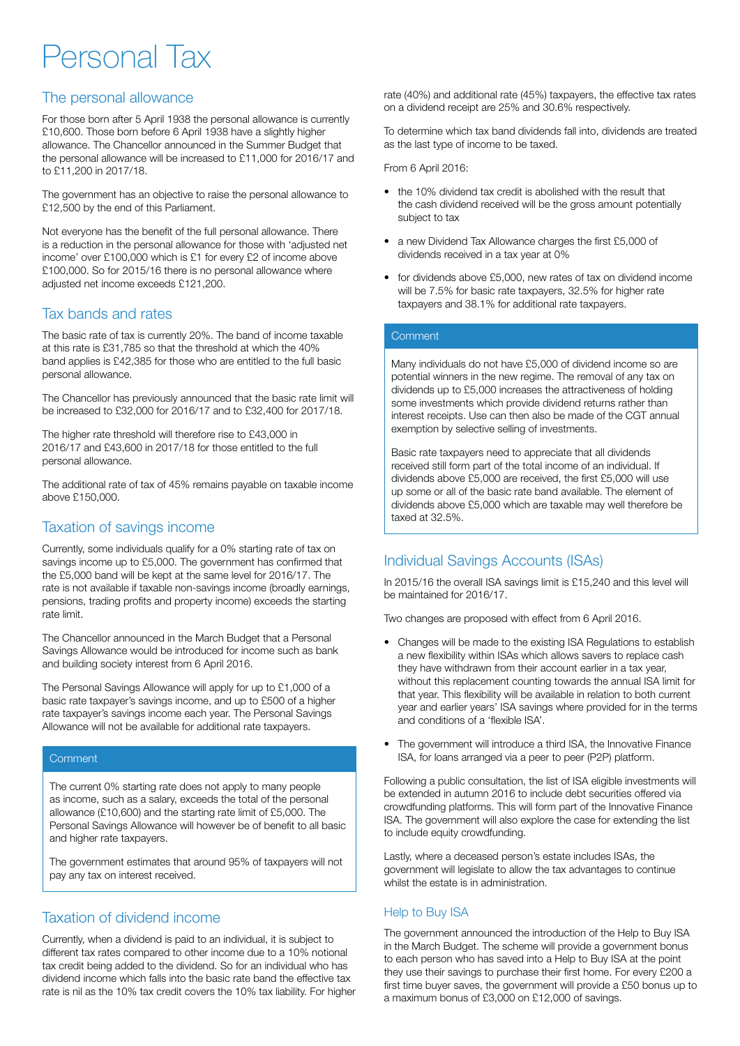# Personal Tax

## The personal allowance

For those born after 5 April 1938 the personal allowance is currently £10,600. Those born before 6 April 1938 have a slightly higher allowance. The Chancellor announced in the Summer Budget that the personal allowance will be increased to £11,000 for 2016/17 and to £11,200 in 2017/18.

The government has an objective to raise the personal allowance to £12,500 by the end of this Parliament.

Not everyone has the benefit of the full personal allowance. There is a reduction in the personal allowance for those with 'adjusted net income' over £100,000 which is £1 for every £2 of income above £100,000. So for 2015/16 there is no personal allowance where adjusted net income exceeds £121,200.

## Tax bands and rates

The basic rate of tax is currently 20%. The band of income taxable at this rate is £31,785 so that the threshold at which the 40% band applies is £42,385 for those who are entitled to the full basic personal allowance.

The Chancellor has previously announced that the basic rate limit will be increased to £32,000 for 2016/17 and to £32,400 for 2017/18.

The higher rate threshold will therefore rise to £43,000 in 2016/17 and £43,600 in 2017/18 for those entitled to the full personal allowance.

The additional rate of tax of 45% remains payable on taxable income above £150,000.

## Taxation of savings income

Currently, some individuals qualify for a 0% starting rate of tax on savings income up to £5,000. The government has confirmed that the £5,000 band will be kept at the same level for 2016/17. The rate is not available if taxable non-savings income (broadly earnings, pensions, trading profits and property income) exceeds the starting rate limit.

The Chancellor announced in the March Budget that a Personal Savings Allowance would be introduced for income such as bank and building society interest from 6 April 2016.

The Personal Savings Allowance will apply for up to £1,000 of a basic rate taxpayer's savings income, and up to £500 of a higher rate taxpayer's savings income each year. The Personal Savings Allowance will not be available for additional rate taxpayers.

> **Comment**
>
> The current 0% starting rate does not apply to many people as income, such as a salary, exceeds the total of the personal allowance (£10,600) and the starting rate limit of £5,000. The Personal Savings Allowance will however be of benefit to all basic and higher rate taxpayers.
>
> The government estimates that around 95% of taxpayers will not pay any tax on interest received.

## Taxation of dividend income

Currently, when a dividend is paid to an individual, it is subject to different tax rates compared to other income due to a 10% notional tax credit being added to the dividend. So for an individual who has dividend income which falls into the basic rate band the effective tax rate is nil as the 10% tax credit covers the 10% tax liability. For higher rate (40%) and additional rate (45%) taxpayers, the effective tax rates on a dividend receipt are 25% and 30.6% respectively.

To determine which tax band dividends fall into, dividends are treated as the last type of income to be taxed.

From 6 April 2016:

- the 10% dividend tax credit is abolished with the result that the cash dividend received will be the gross amount potentially subject to tax
- a new Dividend Tax Allowance charges the first £5,000 of dividends received in a tax year at 0%
- for dividends above £5,000, new rates of tax on dividend income will be 7.5% for basic rate taxpayers, 32.5% for higher rate taxpayers and 38.1% for additional rate taxpayers.

> **Comment**
>
> Many individuals do not have £5,000 of dividend income so are potential winners in the new regime. The removal of any tax on dividends up to £5,000 increases the attractiveness of holding some investments which provide dividend returns rather than interest receipts. Use can then also be made of the CGT annual exemption by selective selling of investments.
>
> Basic rate taxpayers need to appreciate that all dividends received still form part of the total income of an individual. If dividends above £5,000 are received, the first £5,000 will use up some or all of the basic rate band available. The element of dividends above £5,000 which are taxable may well therefore be taxed at 32.5%.

## Individual Savings Accounts (ISAs)

In 2015/16 the overall ISA savings limit is £15,240 and this level will be maintained for 2016/17.

Two changes are proposed with effect from 6 April 2016.

- Changes will be made to the existing ISA Regulations to establish a new flexibility within ISAs which allows savers to replace cash they have withdrawn from their account earlier in a tax year, without this replacement counting towards the annual ISA limit for that year. This flexibility will be available in relation to both current year and earlier years' ISA savings where provided for in the terms and conditions of a 'flexible ISA'.
- The government will introduce a third ISA, the Innovative Finance ISA, for loans arranged via a peer to peer (P2P) platform.

Following a public consultation, the list of ISA eligible investments will be extended in autumn 2016 to include debt securities offered via crowdfunding platforms. This will form part of the Innovative Finance ISA. The government will also explore the case for extending the list to include equity crowdfunding.

Lastly, where a deceased person's estate includes ISAs, the government will legislate to allow the tax advantages to continue whilst the estate is in administration.

### Help to Buy ISA

The government announced the introduction of the Help to Buy ISA in the March Budget. The scheme will provide a government bonus to each person who has saved into a Help to Buy ISA at the point they use their savings to purchase their first home. For every £200 a first time buyer saves, the government will provide a £50 bonus up to a maximum bonus of £3,000 on £12,000 of savings.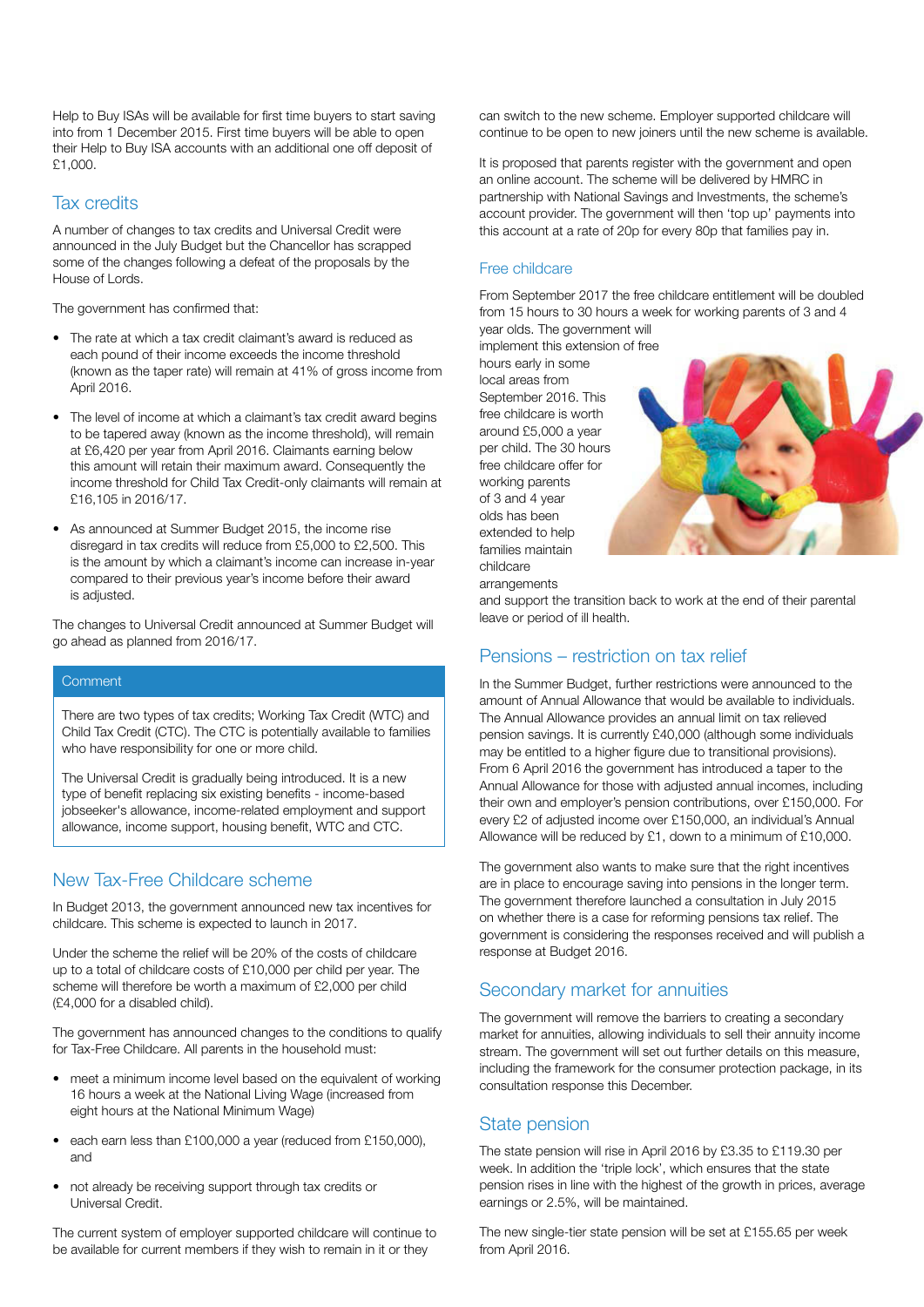Help to Buy ISAs will be available for first time buyers to start saving into from 1 December 2015. First time buyers will be able to open their Help to Buy ISA accounts with an additional one off deposit of £1,000.

## Tax credits

A number of changes to tax credits and Universal Credit were announced in the July Budget but the Chancellor has scrapped some of the changes following a defeat of the proposals by the House of Lords.

The government has confirmed that:

- The rate at which a tax credit claimant's award is reduced as each pound of their income exceeds the income threshold (known as the taper rate) will remain at 41% of gross income from April 2016.
- The level of income at which a claimant's tax credit award begins to be tapered away (known as the income threshold), will remain at £6,420 per year from April 2016. Claimants earning below this amount will retain their maximum award. Consequently the income threshold for Child Tax Credit-only claimants will remain at £16,105 in 2016/17.
- As announced at Summer Budget 2015, the income rise disregard in tax credits will reduce from £5,000 to £2,500. This is the amount by which a claimant's income can increase in-year compared to their previous year's income before their award is adjusted.

The changes to Universal Credit announced at Summer Budget will go ahead as planned from 2016/17.

### Comment

There are two types of tax credits; Working Tax Credit (WTC) and Child Tax Credit (CTC). The CTC is potentially available to families who have responsibility for one or more child.

The Universal Credit is gradually being introduced. It is a new type of benefit replacing six existing benefits - income-based jobseeker's allowance, income-related employment and support allowance, income support, housing benefit, WTC and CTC.

## New Tax-Free Childcare scheme

In Budget 2013, the government announced new tax incentives for childcare. This scheme is expected to launch in 2017.

Under the scheme the relief will be 20% of the costs of childcare up to a total of childcare costs of £10,000 per child per year. The scheme will therefore be worth a maximum of £2,000 per child (£4,000 for a disabled child).

The government has announced changes to the conditions to qualify for Tax-Free Childcare. All parents in the household must:

- meet a minimum income level based on the equivalent of working 16 hours a week at the National Living Wage (increased from eight hours at the National Minimum Wage)
- each earn less than £100,000 a year (reduced from £150,000), and
- not already be receiving support through tax credits or Universal Credit.

The current system of employer supported childcare will continue to be available for current members if they wish to remain in it or they can switch to the new scheme. Employer supported childcare will continue to be open to new joiners until the new scheme is available.

It is proposed that parents register with the government and open an online account. The scheme will be delivered by HMRC in partnership with National Savings and Investments, the scheme's account provider. The government will then 'top up' payments into this account at a rate of 20p for every 80p that families pay in.

### Free childcare

From September 2017 the free childcare entitlement will be doubled from 15 hours to 30 hours a week for working parents of 3 and 4 year olds. The government will implement this extension of free hours early in some local areas from September 2016. This free childcare is worth around £5,000 a year per child. The 30 hours free childcare offer for working parents of 3 and 4 year olds has been extended to help families maintain childcare arrangements and support the transition back to work at the end of their parental leave or period of ill health.

## Pensions – restriction on tax relief

In the Summer Budget, further restrictions were announced to the amount of Annual Allowance that would be available to individuals. The Annual Allowance provides an annual limit on tax relieved pension savings. It is currently £40,000 (although some individuals may be entitled to a higher figure due to transitional provisions). From 6 April 2016 the government has introduced a taper to the Annual Allowance for those with adjusted annual incomes, including their own and employer's pension contributions, over £150,000. For every £2 of adjusted income over £150,000, an individual's Annual Allowance will be reduced by £1, down to a minimum of £10,000.

The government also wants to make sure that the right incentives are in place to encourage saving into pensions in the longer term. The government therefore launched a consultation in July 2015 on whether there is a case for reforming pensions tax relief. The government is considering the responses received and will publish a response at Budget 2016.

## Secondary market for annuities

The government will remove the barriers to creating a secondary market for annuities, allowing individuals to sell their annuity income stream. The government will set out further details on this measure, including the framework for the consumer protection package, in its consultation response this December.

## State pension

The state pension will rise in April 2016 by £3.35 to £119.30 per week. In addition the 'triple lock', which ensures that the state pension rises in line with the highest of the growth in prices, average earnings or 2.5%, will be maintained.

The new single-tier state pension will be set at £155.65 per week from April 2016.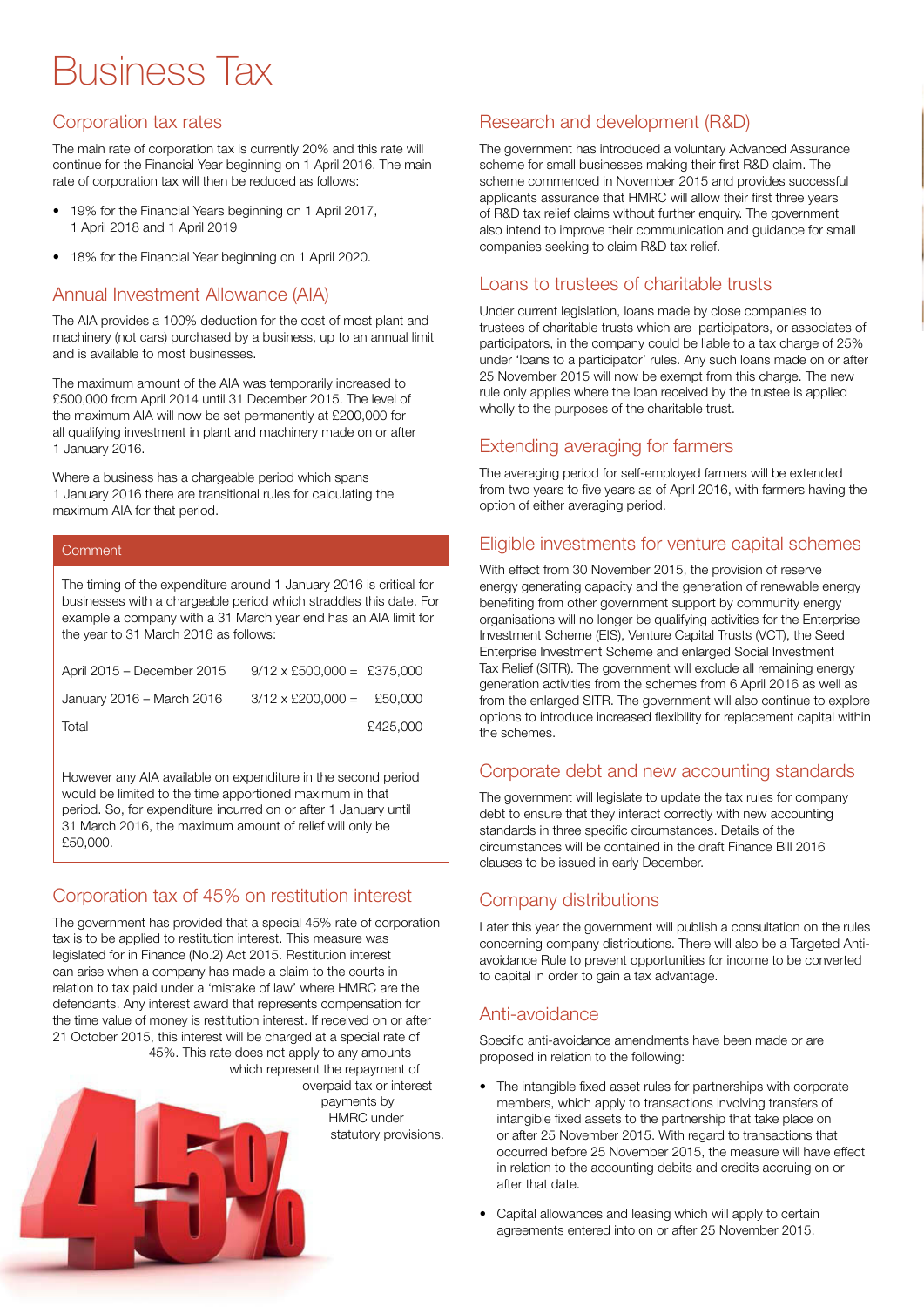# Business Tax

## Corporation tax rates

The main rate of corporation tax is currently 20% and this rate will continue for the Financial Year beginning on 1 April 2016. The main rate of corporation tax will then be reduced as follows:

- 19% for the Financial Years beginning on 1 April 2017, 1 April 2018 and 1 April 2019
- 18% for the Financial Year beginning on 1 April 2020.

## Annual Investment Allowance (AIA)

The AIA provides a 100% deduction for the cost of most plant and machinery (not cars) purchased by a business, up to an annual limit and is available to most businesses.

The maximum amount of the AIA was temporarily increased to £500,000 from April 2014 until 31 December 2015. The level of the maximum AIA will now be set permanently at £200,000 for all qualifying investment in plant and machinery made on or after 1 January 2016.

Where a business has a chargeable period which spans 1 January 2016 there are transitional rules for calculating the maximum AIA for that period.

### Comment

The timing of the expenditure around 1 January 2016 is critical for businesses with a chargeable period which straddles this date. For example a company with a 31 March year end has an AIA limit for the year to 31 March 2016 as follows:

| | | |
|---|---|---|
| April 2015 – December 2015 | 9/12 x £500,000 = | £375,000 |
| January 2016 – March 2016 | 3/12 x £200,000 = | £50,000 |
| Total | | £425,000 |

However any AIA available on expenditure in the second period would be limited to the time apportioned maximum in that period. So, for expenditure incurred on or after 1 January until 31 March 2016, the maximum amount of relief will only be £50,000.

## Corporation tax of 45% on restitution interest

The government has provided that a special 45% rate of corporation tax is to be applied to restitution interest. This measure was legislated for in Finance (No.2) Act 2015. Restitution interest can arise when a company has made a claim to the courts in relation to tax paid under a 'mistake of law' where HMRC are the defendants. Any interest award that represents compensation for the time value of money is restitution interest. If received on or after 21 October 2015, this interest will be charged at a special rate of 45%. This rate does not apply to any amounts which represent the repayment of overpaid tax or interest payments by HMRC under statutory provisions.

## Research and development (R&D)

The government has introduced a voluntary Advanced Assurance scheme for small businesses making their first R&D claim. The scheme commenced in November 2015 and provides successful applicants assurance that HMRC will allow their first three years of R&D tax relief claims without further enquiry. The government also intend to improve their communication and guidance for small companies seeking to claim R&D tax relief.

## Loans to trustees of charitable trusts

Under current legislation, loans made by close companies to trustees of charitable trusts which are participators, or associates of participators, in the company could be liable to a tax charge of 25% under 'loans to a participator' rules. Any such loans made on or after 25 November 2015 will now be exempt from this charge. The new rule only applies where the loan received by the trustee is applied wholly to the purposes of the charitable trust.

## Extending averaging for farmers

The averaging period for self-employed farmers will be extended from two years to five years as of April 2016, with farmers having the option of either averaging period.

## Eligible investments for venture capital schemes

With effect from 30 November 2015, the provision of reserve energy generating capacity and the generation of renewable energy benefiting from other government support by community energy organisations will no longer be qualifying activities for the Enterprise Investment Scheme (EIS), Venture Capital Trusts (VCT), the Seed Enterprise Investment Scheme and enlarged Social Investment Tax Relief (SITR). The government will exclude all remaining energy generation activities from the schemes from 6 April 2016 as well as from the enlarged SITR. The government will also continue to explore options to introduce increased flexibility for replacement capital within the schemes.

## Corporate debt and new accounting standards

The government will legislate to update the tax rules for company debt to ensure that they interact correctly with new accounting standards in three specific circumstances. Details of the circumstances will be contained in the draft Finance Bill 2016 clauses to be issued in early December.

## Company distributions

Later this year the government will publish a consultation on the rules concerning company distributions. There will also be a Targeted Anti-avoidance Rule to prevent opportunities for income to be converted to capital in order to gain a tax advantage.

## Anti-avoidance

Specific anti-avoidance amendments have been made or are proposed in relation to the following:

- The intangible fixed asset rules for partnerships with corporate members, which apply to transactions involving transfers of intangible fixed assets to the partnership that take place on or after 25 November 2015. With regard to transactions that occurred before 25 November 2015, the measure will have effect in relation to the accounting debits and credits accruing on or after that date.
- Capital allowances and leasing which will apply to certain agreements entered into on or after 25 November 2015.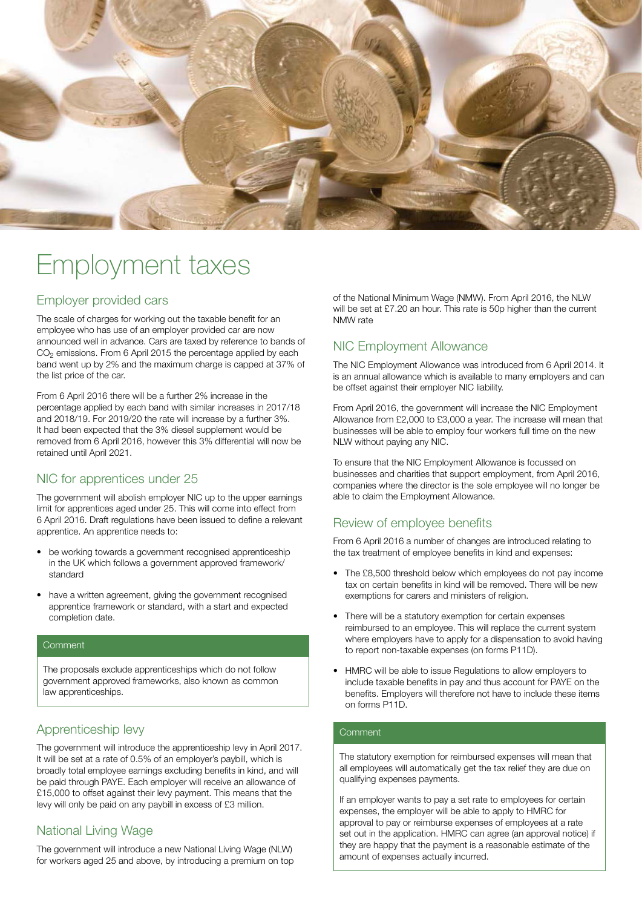# Employment taxes

## Employer provided cars

The scale of charges for working out the taxable benefit for an employee who has use of an employer provided car are now announced well in advance. Cars are taxed by reference to bands of $CO_2$ emissions. From 6 April 2015 the percentage applied by each band went up by 2% and the maximum charge is capped at 37% of the list price of the car.

From 6 April 2016 there will be a further 2% increase in the percentage applied by each band with similar increases in 2017/18 and 2018/19. For 2019/20 the rate will increase by a further 3%. It had been expected that the 3% diesel supplement would be removed from 6 April 2016, however this 3% differential will now be retained until April 2021.

## NIC for apprentices under 25

The government will abolish employer NIC up to the upper earnings limit for apprentices aged under 25. This will come into effect from 6 April 2016. Draft regulations have been issued to define a relevant apprentice. An apprentice needs to:

- be working towards a government recognised apprenticeship in the UK which follows a government approved framework/ standard
- have a written agreement, giving the government recognised apprentice framework or standard, with a start and expected completion date.

**Comment**

The proposals exclude apprenticeships which do not follow government approved frameworks, also known as common law apprenticeships.

## Apprenticeship levy

The government will introduce the apprenticeship levy in April 2017. It will be set at a rate of 0.5% of an employer's paybill, which is broadly total employee earnings excluding benefits in kind, and will be paid through PAYE. Each employer will receive an allowance of £15,000 to offset against their levy payment. This means that the levy will only be paid on any paybill in excess of £3 million.

## National Living Wage

The government will introduce a new National Living Wage (NLW) for workers aged 25 and above, by introducing a premium on top of the National Minimum Wage (NMW). From April 2016, the NLW will be set at £7.20 an hour. This rate is 50p higher than the current NMW rate

## NIC Employment Allowance

The NIC Employment Allowance was introduced from 6 April 2014. It is an annual allowance which is available to many employers and can be offset against their employer NIC liability.

From April 2016, the government will increase the NIC Employment Allowance from £2,000 to £3,000 a year. The increase will mean that businesses will be able to employ four workers full time on the new NLW without paying any NIC.

To ensure that the NIC Employment Allowance is focussed on businesses and charities that support employment, from April 2016, companies where the director is the sole employee will no longer be able to claim the Employment Allowance.

## Review of employee benefits

From 6 April 2016 a number of changes are introduced relating to the tax treatment of employee benefits in kind and expenses:

- The £8,500 threshold below which employees do not pay income tax on certain benefits in kind will be removed. There will be new exemptions for carers and ministers of religion.
- There will be a statutory exemption for certain expenses reimbursed to an employee. This will replace the current system where employers have to apply for a dispensation to avoid having to report non-taxable expenses (on forms P11D).
- HMRC will be able to issue Regulations to allow employers to include taxable benefits in pay and thus account for PAYE on the benefits. Employers will therefore not have to include these items on forms P11D.

**Comment**

The statutory exemption for reimbursed expenses will mean that all employees will automatically get the tax relief they are due on qualifying expenses payments.

If an employer wants to pay a set rate to employees for certain expenses, the employer will be able to apply to HMRC for approval to pay or reimburse expenses of employees at a rate set out in the application. HMRC can agree (an approval notice) if they are happy that the payment is a reasonable estimate of the amount of expenses actually incurred.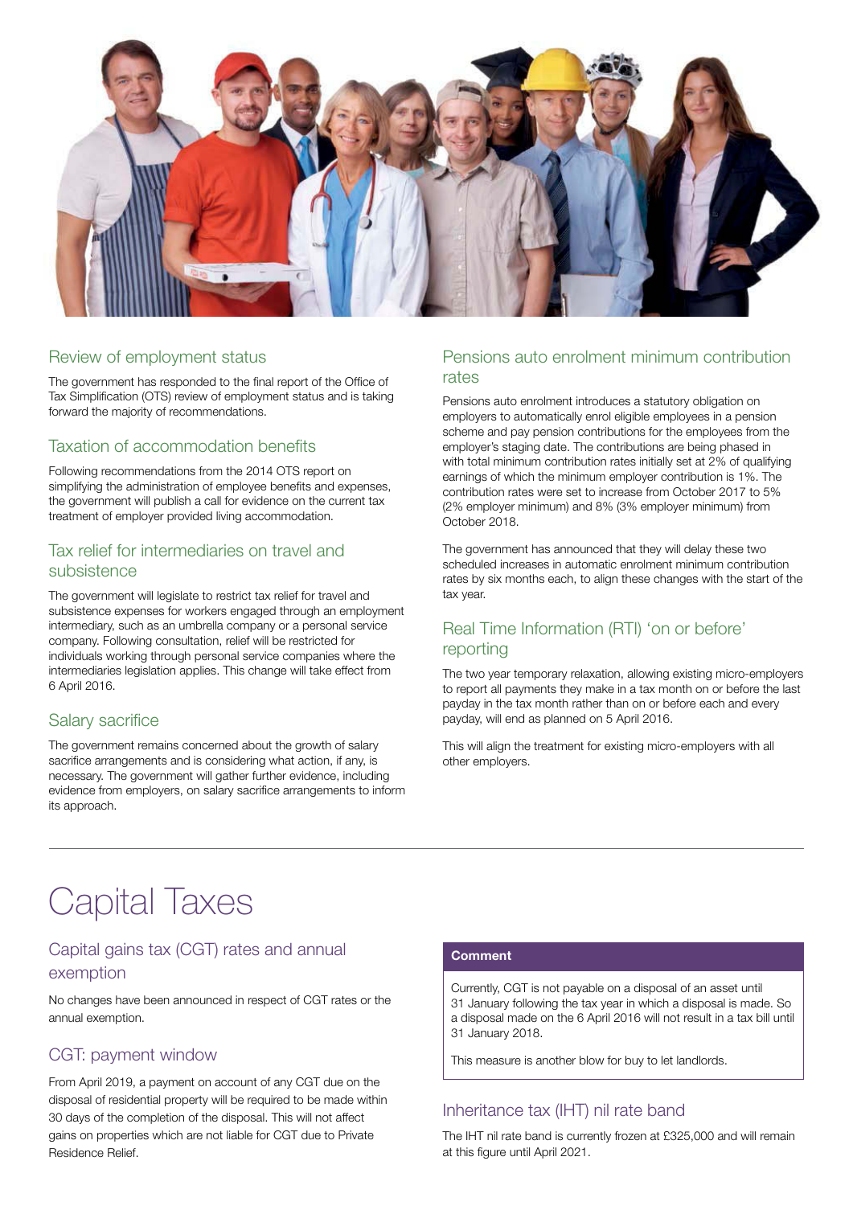## Review of employment status

The government has responded to the final report of the Office of Tax Simplification (OTS) review of employment status and is taking forward the majority of recommendations.

## Taxation of accommodation benefits

Following recommendations from the 2014 OTS report on simplifying the administration of employee benefits and expenses, the government will publish a call for evidence on the current tax treatment of employer provided living accommodation.

## Tax relief for intermediaries on travel and subsistence

The government will legislate to restrict tax relief for travel and subsistence expenses for workers engaged through an employment intermediary, such as an umbrella company or a personal service company. Following consultation, relief will be restricted for individuals working through personal service companies where the intermediaries legislation applies. This change will take effect from 6 April 2016.

## Salary sacrifice

The government remains concerned about the growth of salary sacrifice arrangements and is considering what action, if any, is necessary. The government will gather further evidence, including evidence from employers, on salary sacrifice arrangements to inform its approach.

## Pensions auto enrolment minimum contribution rates

Pensions auto enrolment introduces a statutory obligation on employers to automatically enrol eligible employees in a pension scheme and pay pension contributions for the employees from the employer's staging date. The contributions are being phased in with total minimum contribution rates initially set at 2% of qualifying earnings of which the minimum employer contribution is 1%. The contribution rates were set to increase from October 2017 to 5% (2% employer minimum) and 8% (3% employer minimum) from October 2018.

The government has announced that they will delay these two scheduled increases in automatic enrolment minimum contribution rates by six months each, to align these changes with the start of the tax year.

## Real Time Information (RTI) 'on or before' reporting

The two year temporary relaxation, allowing existing micro-employers to report all payments they make in a tax month on or before the last payday in the tax month rather than on or before each and every payday, will end as planned on 5 April 2016.

This will align the treatment for existing micro-employers with all other employers.

# Capital Taxes

## Capital gains tax (CGT) rates and annual exemption

No changes have been announced in respect of CGT rates or the annual exemption.

## CGT: payment window

From April 2019, a payment on account of any CGT due on the disposal of residential property will be required to be made within 30 days of the completion of the disposal. This will not affect gains on properties which are not liable for CGT due to Private Residence Relief.

**Comment**

Currently, CGT is not payable on a disposal of an asset until 31 January following the tax year in which a disposal is made. So a disposal made on the 6 April 2016 will not result in a tax bill until 31 January 2018.

This measure is another blow for buy to let landlords.

## Inheritance tax (IHT) nil rate band

The IHT nil rate band is currently frozen at £325,000 and will remain at this figure until April 2021.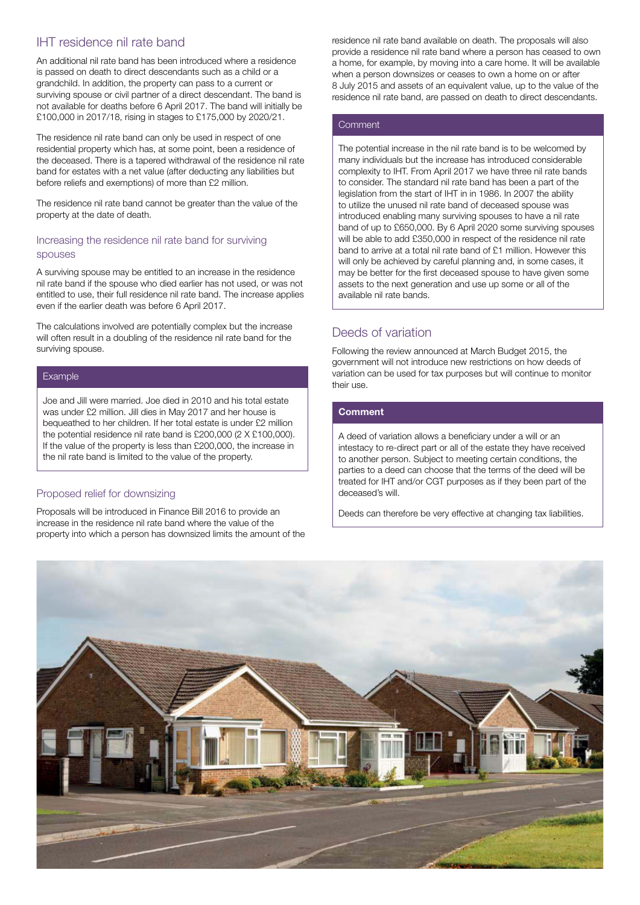## IHT residence nil rate band

An additional nil rate band has been introduced where a residence is passed on death to direct descendants such as a child or a grandchild. In addition, the property can pass to a current or surviving spouse or civil partner of a direct descendant. The band is not available for deaths before 6 April 2017. The band will initially be £100,000 in 2017/18, rising in stages to £175,000 by 2020/21.

The residence nil rate band can only be used in respect of one residential property which has, at some point, been a residence of the deceased. There is a tapered withdrawal of the residence nil rate band for estates with a net value (after deducting any liabilities but before reliefs and exemptions) of more than £2 million.

The residence nil rate band cannot be greater than the value of the property at the date of death.

### Increasing the residence nil rate band for surviving spouses

A surviving spouse may be entitled to an increase in the residence nil rate band if the spouse who died earlier has not used, or was not entitled to use, their full residence nil rate band. The increase applies even if the earlier death was before 6 April 2017.

The calculations involved are potentially complex but the increase will often result in a doubling of the residence nil rate band for the surviving spouse.

**Example**

Joe and Jill were married. Joe died in 2010 and his total estate was under £2 million. Jill dies in May 2017 and her house is bequeathed to her children. If her total estate is under £2 million the potential residence nil rate band is £200,000 (2 X £100,000). If the value of the property is less than £200,000, the increase in the nil rate band is limited to the value of the property.

### Proposed relief for downsizing

Proposals will be introduced in Finance Bill 2016 to provide an increase in the residence nil rate band where the value of the property into which a person has downsized limits the amount of the residence nil rate band available on death. The proposals will also provide a residence nil rate band where a person has ceased to own a home, for example, by moving into a care home. It will be available when a person downsizes or ceases to own a home on or after 8 July 2015 and assets of an equivalent value, up to the value of the residence nil rate band, are passed on death to direct descendants.

**Comment**

The potential increase in the nil rate band is to be welcomed by many individuals but the increase has introduced considerable complexity to IHT. From April 2017 we have three nil rate bands to consider. The standard nil rate band has been a part of the legislation from the start of IHT in in 1986. In 2007 the ability to utilize the unused nil rate band of deceased spouse was introduced enabling many surviving spouses to have a nil rate band of up to £650,000. By 6 April 2020 some surviving spouses will be able to add £350,000 in respect of the residence nil rate band to arrive at a total nil rate band of £1 million. However this will only be achieved by careful planning and, in some cases, it may be better for the first deceased spouse to have given some assets to the next generation and use up some or all of the available nil rate bands.

## Deeds of variation

Following the review announced at March Budget 2015, the government will not introduce new restrictions on how deeds of variation can be used for tax purposes but will continue to monitor their use.

**Comment**

A deed of variation allows a beneficiary under a will or an intestacy to re-direct part or all of the estate they have received to another person. Subject to meeting certain conditions, the parties to a deed can choose that the terms of the deed will be treated for IHT and/or CGT purposes as if they been part of the deceased's will.

Deeds can therefore be very effective at changing tax liabilities.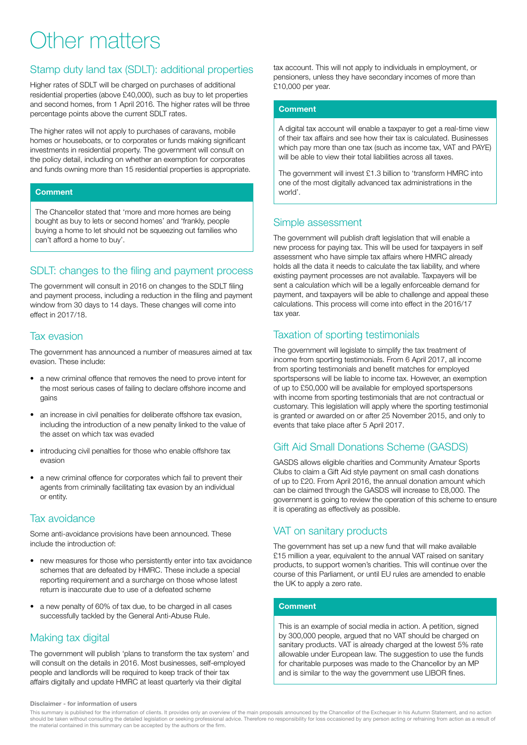# Other matters

## Stamp duty land tax (SDLT): additional properties

Higher rates of SDLT will be charged on purchases of additional residential properties (above £40,000), such as buy to let properties and second homes, from 1 April 2016. The higher rates will be three percentage points above the current SDLT rates.

The higher rates will not apply to purchases of caravans, mobile homes or houseboats, or to corporates or funds making significant investments in residential property. The government will consult on the policy detail, including on whether an exemption for corporates and funds owning more than 15 residential properties is appropriate.

**Comment**

The Chancellor stated that 'more and more homes are being bought as buy to lets or second homes' and 'frankly, people buying a home to let should not be squeezing out families who can't afford a home to buy'.

## SDLT: changes to the filing and payment process

The government will consult in 2016 on changes to the SDLT filing and payment process, including a reduction in the filing and payment window from 30 days to 14 days. These changes will come into effect in 2017/18.

## Tax evasion

The government has announced a number of measures aimed at tax evasion. These include:

- a new criminal offence that removes the need to prove intent for the most serious cases of failing to declare offshore income and gains
- an increase in civil penalties for deliberate offshore tax evasion, including the introduction of a new penalty linked to the value of the asset on which tax was evaded
- introducing civil penalties for those who enable offshore tax evasion
- a new criminal offence for corporates which fail to prevent their agents from criminally facilitating tax evasion by an individual or entity.

## Tax avoidance

Some anti-avoidance provisions have been announced. These include the introduction of:

- new measures for those who persistently enter into tax avoidance schemes that are defeated by HMRC. These include a special reporting requirement and a surcharge on those whose latest return is inaccurate due to use of a defeated scheme
- a new penalty of 60% of tax due, to be charged in all cases successfully tackled by the General Anti-Abuse Rule.

## Making tax digital

The government will publish 'plans to transform the tax system' and will consult on the details in 2016. Most businesses, self-employed people and landlords will be required to keep track of their tax affairs digitally and update HMRC at least quarterly via their digital tax account. This will not apply to individuals in employment, or pensioners, unless they have secondary incomes of more than £10,000 per year.

**Comment**

A digital tax account will enable a taxpayer to get a real-time view of their tax affairs and see how their tax is calculated. Businesses which pay more than one tax (such as income tax, VAT and PAYE) will be able to view their total liabilities across all taxes.

The government will invest £1.3 billion to 'transform HMRC into one of the most digitally advanced tax administrations in the world'.

## Simple assessment

The government will publish draft legislation that will enable a new process for paying tax. This will be used for taxpayers in self assessment who have simple tax affairs where HMRC already holds all the data it needs to calculate the tax liability, and where existing payment processes are not available. Taxpayers will be sent a calculation which will be a legally enforceable demand for payment, and taxpayers will be able to challenge and appeal these calculations. This process will come into effect in the 2016/17 tax year.

## Taxation of sporting testimonials

The government will legislate to simplify the tax treatment of income from sporting testimonials. From 6 April 2017, all income from sporting testimonials and benefit matches for employed sportspersons will be liable to income tax. However, an exemption of up to £50,000 will be available for employed sportspersons with income from sporting testimonials that are not contractual or customary. This legislation will apply where the sporting testimonial is granted or awarded on or after 25 November 2015, and only to events that take place after 5 April 2017.

## Gift Aid Small Donations Scheme (GASDS)

GASDS allows eligible charities and Community Amateur Sports Clubs to claim a Gift Aid style payment on small cash donations of up to £20. From April 2016, the annual donation amount which can be claimed through the GASDS will increase to £8,000. The government is going to review the operation of this scheme to ensure it is operating as effectively as possible.

## VAT on sanitary products

The government has set up a new fund that will make available £15 million a year, equivalent to the annual VAT raised on sanitary products, to support women's charities. This will continue over the course of this Parliament, or until EU rules are amended to enable the UK to apply a zero rate.

**Comment**

This is an example of social media in action. A petition, signed by 300,000 people, argued that no VAT should be charged on sanitary products. VAT is already charged at the lowest 5% rate allowable under European law. The suggestion to use the funds for charitable purposes was made to the Chancellor by an MP and is similar to the way the government use LIBOR fines.

**Disclaimer - for information of users**

This summary is published for the information of clients. It provides only an overview of the main proposals announced by the Chancellor of the Exchequer in his Autumn Statement, and no action should be taken without consulting the detailed legislation or seeking professional advice. Therefore no responsibility for loss occasioned by any person acting or refraining from action as a result of the material contained in this summary can be accepted by the authors or the firm.